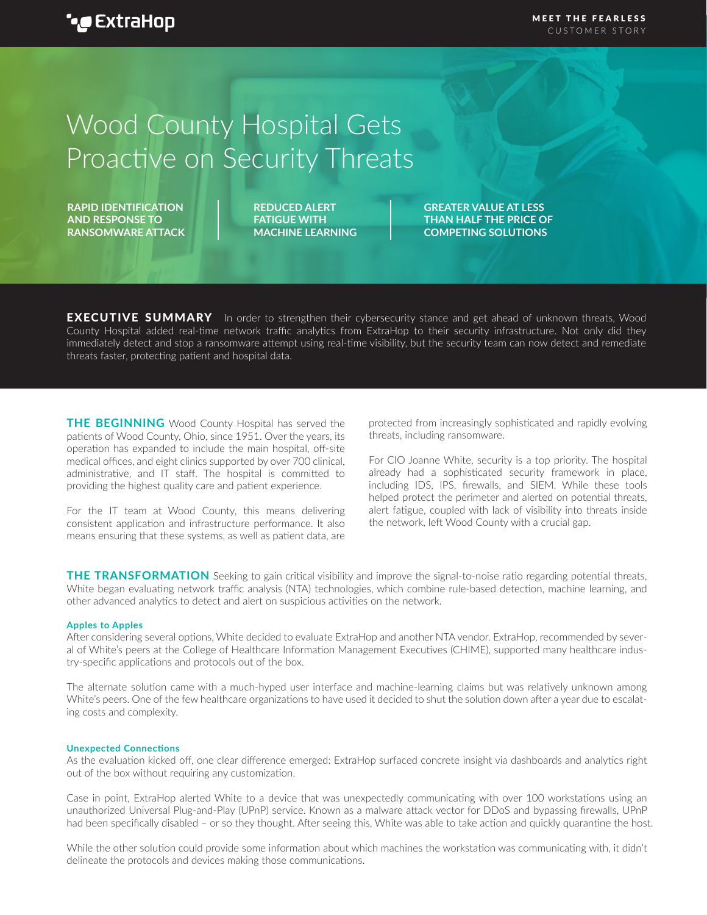# Wood County Hospital Gets Proactive on Security Threats

**RAPID IDENTIFICATION AND RESPONSE TO RANSOMWARE ATTACK**

**REDUCED ALERT FATIGUE WITH MACHINE LEARNING**

**GREATER VALUE AT LESS THAN HALF THE PRICE OF COMPETING SOLUTIONS**

**EXECUTIVE SUMMARY** In order to strengthen their cybersecurity stance and get ahead of unknown threats, Wood County Hospital added real-time network traffic analytics from ExtraHop to their security infrastructure. Not only did they immediately detect and stop a ransomware attempt using real-time visibility, but the security team can now detect and remediate threats faster, protecting patient and hospital data.

**THE BEGINNING** Wood County Hospital has served the patients of Wood County, Ohio, since 1951. Over the years, its operation has expanded to include the main hospital, off-site medical offices, and eight clinics supported by over 700 clinical, administrative, and IT staff. The hospital is committed to providing the highest quality care and patient experience.

For the IT team at Wood County, this means delivering consistent application and infrastructure performance. It also means ensuring that these systems, as well as patient data, are protected from increasingly sophisticated and rapidly evolving threats, including ransomware.

For CIO Joanne White, security is a top priority. The hospital already had a sophisticated security framework in place, including IDS, IPS, firewalls, and SIEM. While these tools helped protect the perimeter and alerted on potential threats, alert fatigue, coupled with lack of visibility into threats inside the network, left Wood County with a crucial gap.

**THE TRANSFORMATION** Seeking to gain critical visibility and improve the signal-to-noise ratio regarding potential threats, White began evaluating network traffic analysis (NTA) technologies, which combine rule-based detection, machine learning, and other advanced analytics to detect and alert on suspicious activities on the network.

### Apples to Apples

After considering several options, White decided to evaluate ExtraHop and another NTA vendor. ExtraHop, recommended by several of White's peers at the College of Healthcare Information Management Executives (CHIME), supported many healthcare industry-specific applications and protocols out of the box.

The alternate solution came with a much-hyped user interface and machine-learning claims but was relatively unknown among White's peers. One of the few healthcare organizations to have used it decided to shut the solution down after a year due to escalating costs and complexity.

### Unexpected Connections

As the evaluation kicked off, one clear difference emerged: ExtraHop surfaced concrete insight via dashboards and analytics right out of the box without requiring any customization.

Case in point, ExtraHop alerted White to a device that was unexpectedly communicating with over 100 workstations using an unauthorized Universal Plug-and-Play (UPnP) service. Known as a malware attack vector for DDoS and bypassing firewalls, UPnP had been specifically disabled – or so they thought. After seeing this, White was able to take action and quickly quarantine the host.

While the other solution could provide some information about which machines the workstation was communicating with, it didn't delineate the protocols and devices making those communications.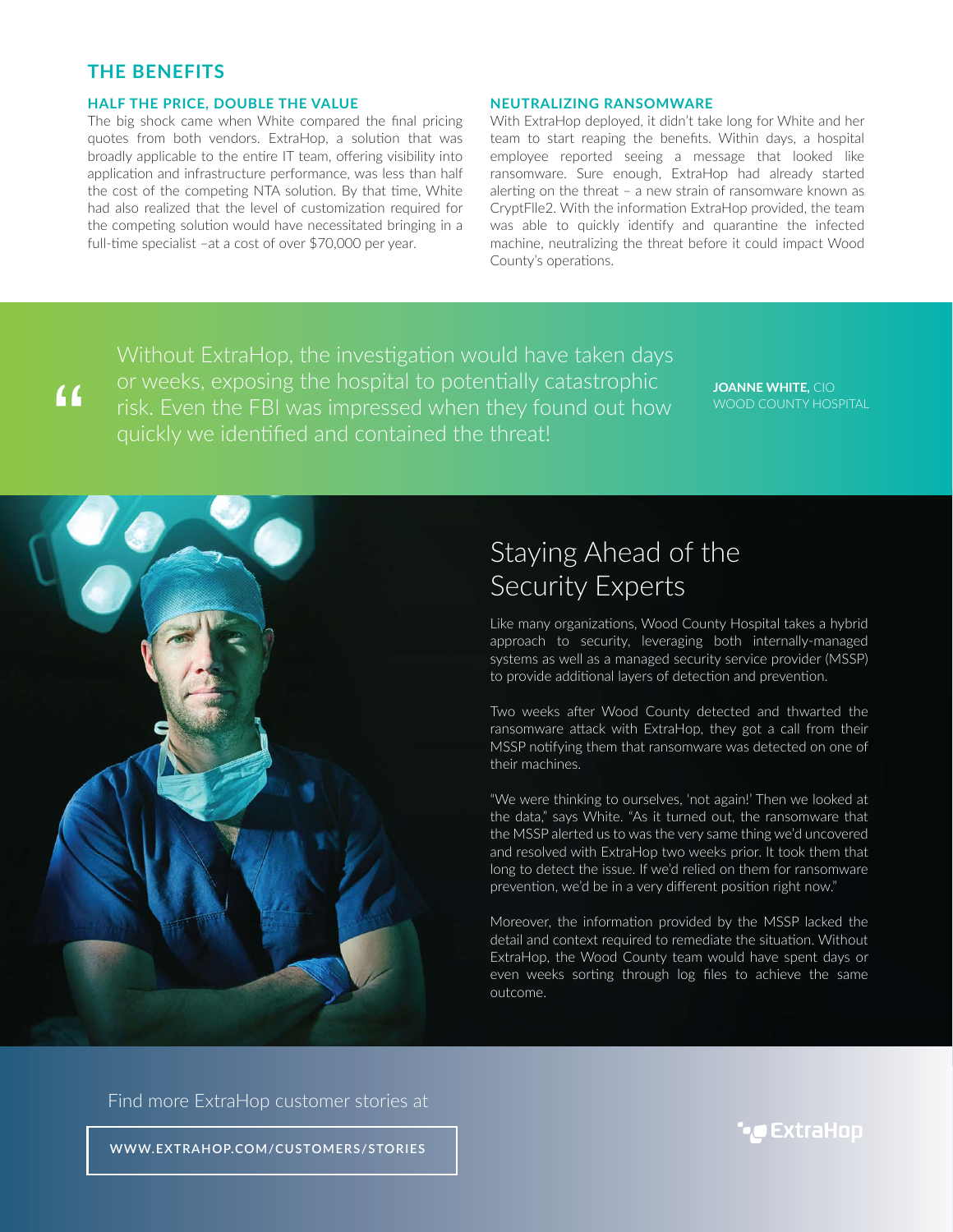## THE BENEFITS

### HALF THE PRICE, DOUBLE THE VALUE

The big shock came when White compared the final pricing quotes from both vendors. ExtraHop, a solution that was broadly applicable to the entire IT team, offering visibility into application and infrastructure performance, was less than half the cost of the competing NTA solution. By that time, White had also realized that the level of customization required for the competing solution would have necessitated bringing in a full-time specialist –at a cost of over $70,000 per year.

### NEUTRALIZING RANSOMWARE

With ExtraHop deployed, it didn't take long for White and her team to start reaping the benefits. Within days, a hospital employee reported seeing a message that looked like ransomware. Sure enough, ExtraHop had already started alerting on the threat – a new strain of ransomware known as CryptFIle2. With the information ExtraHop provided, the team was able to quickly identify and quarantine the infected machine, neutralizing the threat before it could impact Wood County's operations.

> "Without ExtraHop, the investigation would have taken days or weeks, exposing the hospital to potentially catastrophic risk. Even the FBI was impressed when they found out how quickly we identified and contained the threat!
>
> **JOANNE WHITE,** CIO
> WOOD COUNTY HOSPITAL

## Staying Ahead of the Security Experts

Like many organizations, Wood County Hospital takes a hybrid approach to security, leveraging both internally-managed systems as well as a managed security service provider (MSSP) to provide additional layers of detection and prevention.

Two weeks after Wood County detected and thwarted the ransomware attack with ExtraHop, they got a call from their MSSP notifying them that ransomware was detected on one of their machines.

"We were thinking to ourselves, 'not again!' Then we looked at the data," says White. "As it turned out, the ransomware that the MSSP alerted us to was the very same thing we'd uncovered and resolved with ExtraHop two weeks prior. It took them that long to detect the issue. If we'd relied on them for ransomware prevention, we'd be in a very different position right now."

Moreover, the information provided by the MSSP lacked the detail and context required to remediate the situation. Without ExtraHop, the Wood County team would have spent days or even weeks sorting through log files to achieve the same outcome.

Find more ExtraHop customer stories at

**WWW.EXTRAHOP.COM/CUSTOMERS/STORIES**

ExtraHop